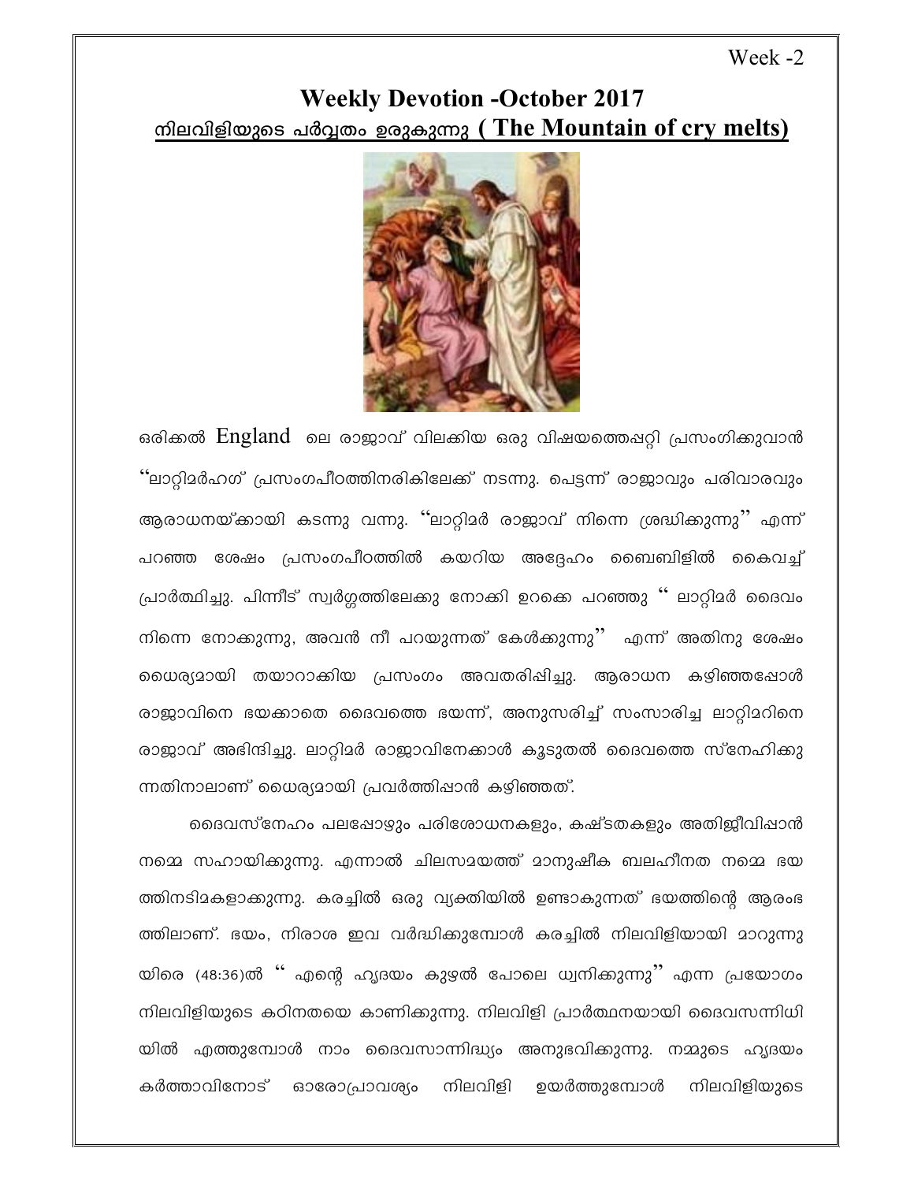Week -2

# Weekly Devotion -October 2017

## നിലവിളിയുടെ പർവ്വതം ഉരുകുന്നു ( The Mountain of cry melts)

ഒരിക്കൽ England ലെ രാജാവ് വിലക്കിയ ഒരു വിഷയത്തെഷറ്റി പ്രസംഗിക്കുവാൻ "ലാറ്റിമർഹഗ് പ്രസംഗപീഠത്തിനരികിലേക്ക് നടന്നു. പെട്ടന്ന് രാജാവും പരിവാരവും ആരാധനയ്ക്കായി കടന്നു വന്നു. "ലാറ്റിമർ രാജാവ് നിന്നെ ശ്രദ്ധിക്കുന്നു" എന്ന് പറഞ്ഞ ശേഷം പ്രസംഗപീഠത്തിൽ കയറിയ അദ്ദേഹം ബൈബിളിൽ കൈവച്ച് പ്രാർത്ഥിച്ചു. പിന്നീട് സ്വർഗ്ഗത്തിലേക്കു നോക്കി ഉറക്കെ പറഞ്ഞു " ലാറ്റിമർ ദൈവം നിന്നെ നോക്കുന്നു, അവൻ നീ പറയുന്നത് കേൾക്കുന്നു" എന്ന് അതിനു ശേഷം ധൈര്യമായി തയാറാക്കിയ പ്രസംഗം അവതരിഷിച്ചു. ആരാധന കഴിഞ്ഞപ്പോൾ രാജാവിനെ ഭയക്കാതെ ദൈവത്തെ ഭയന്ന്, അനുസരിച്ച് സംസാരിച്ച ലാറ്റിമറിനെ രാജാവ് അഭിനന്ദിച്ചു. ലാറ്റിമർ രാജാവിനേക്കാൾ കൂടുതൽ ദൈവത്തെ സ്നേഹിക്കുന്നതിനാലാണ് ധൈര്യമായി പ്രവർത്തിഷാൻ കഴിഞ്ഞത്.

ദൈവസ്നേഹം പലപ്പോഴും പരിശോധനകളും, കഷ്ടതകളും അതിജീവിഷാൻ നമ്മെ സഹായിക്കുന്നു. എന്നാൽ ചിലസമയത്ത് മാനുഷീക ബലഹീനത നമ്മെ ഭയത്തിനടിമകളാക്കുന്നു. കരച്ചിൽ ഒരു വ്യക്തിയിൽ ഉണ്ടാകുന്നത് ഭയത്തിന്റെ ആരംഭത്തിലാണ്. ഭയം, നിരാശ ഇവ വർദ്ധിക്കുമ്പോൾ കരച്ചിൽ നിലവിളിയായി മാറുന്നു യിരെ (48:36)ൽ " എന്റെ ഹൃദയം കുഴൽ പോലെ ധ്വനിക്കുന്നു" എന്ന പ്രയോഗം നിലവിളിയുടെ കഠിനതയെ കാണിക്കുന്നു. നിലവിളി പ്രാർത്ഥനയായി ദൈവസന്നിധിയിൽ എത്തുമ്പോൾ നാം ദൈവസാന്നിദ്ധ്യം അനുഭവിക്കുന്നു. നമ്മുടെ ഹൃദയം കർത്താവിനോട് ഓരോപ്രാവശ്യം നിലവിളി ഉയർത്തുമ്പോൾ നിലവിളിയുടെ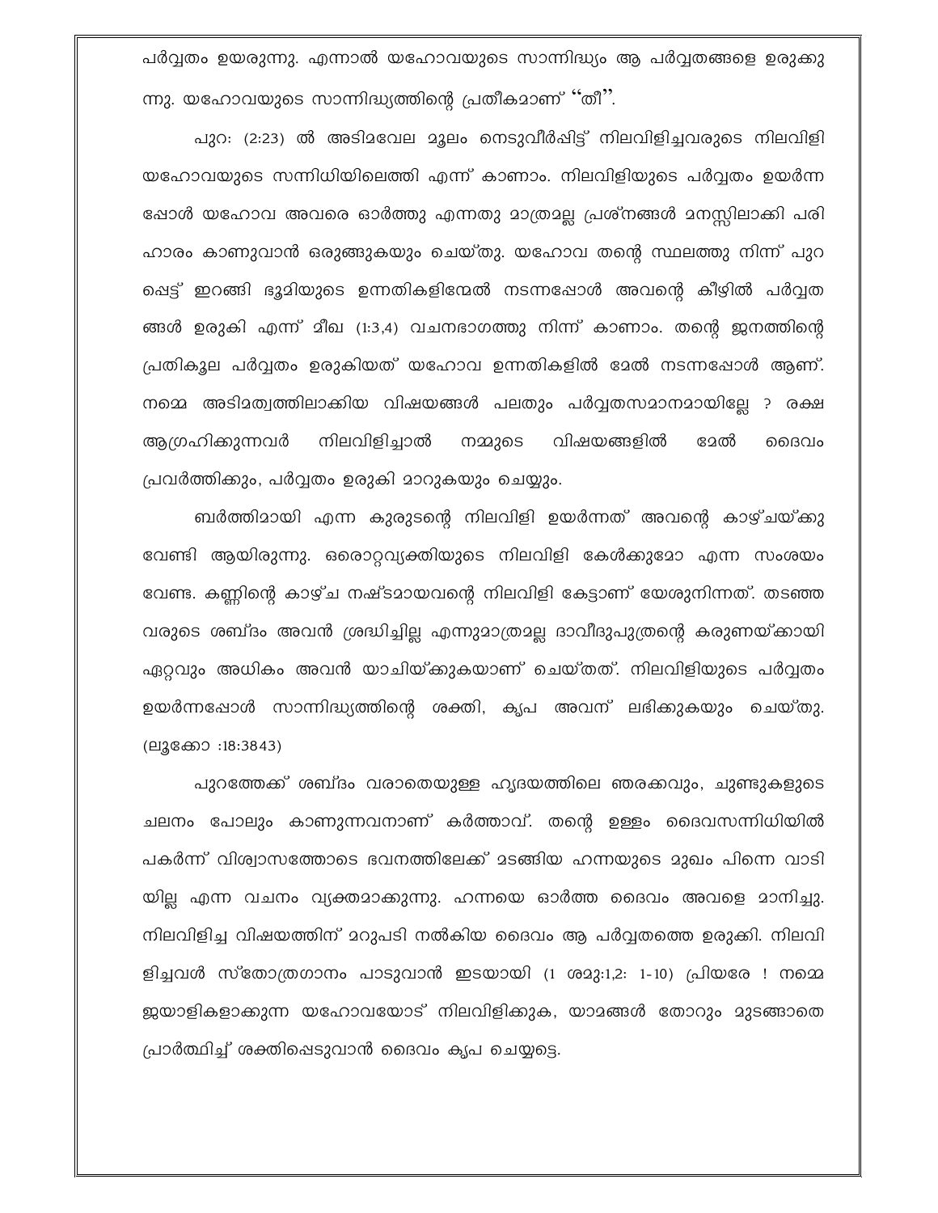പർവ്വതം ഉയരുന്നു. എന്നാൽ യഹോവയുടെ സാന്നിദ്ധ്യം ആ പർവ്വതങ്ങളെ ഉരുക്കുന്നു. യഹോവയുടെ സാന്നിദ്ധ്യത്തിന്റെ പ്രതീകമാണ് "തീ".

പുറ: (2:23) ൽ അടിമവേല മൂലം നെടുവീർപ്പിട്ട് നിലവിളിച്ചവരുടെ നിലവിളി യഹോവയുടെ സന്നിധിയിലെത്തി എന്ന് കാണാം. നിലവിളിയുടെ പർവ്വതം ഉയർന്നപ്പോൾ യഹോവ അവരെ ഓർത്തു എന്നതു മാത്രമല്ല പ്രശ്നങ്ങൾ മനസ്സിലാക്കി പരിഹാരം കാണുവാൻ ഒരുങ്ങുകയും ചെയ്തു. യഹോവ തന്റെ സ്ഥലത്തു നിന്ന് പുറപ്പെട്ട് ഇറങ്ങി ഭൂമിയുടെ ഉന്നതികളിന്മേൽ നടന്നപ്പോൾ അവന്റെ കീഴിൽ പർവ്വതങ്ങൾ ഉരുകി എന്ന് മീഖ (1:3,4) വചനഭാഗത്തു നിന്ന് കാണാം. തന്റെ ജനത്തിന്റെ പ്രതികൂല പർവ്വതം ഉരുകിയത് യഹോവ ഉന്നതികളിൽ മേൽ നടന്നപ്പോൾ ആണ്. നമ്മെ അടിമത്വത്തിലാക്കിയ വിഷയങ്ങൾ പലതും പർവ്വതസമാനമായില്ലേ ? രക്ഷ ആഗ്രഹിക്കുന്നവർ നിലവിളിച്ചാൽ നമ്മുടെ വിഷയങ്ങളിൽ മേൽ ദൈവം പ്രവർത്തിക്കും, പർവ്വതം ഉരുകി മാറുകയും ചെയ്യും.

ബർത്തിമായി എന്ന കുരുടന്റെ നിലവിളി ഉയർന്നത് അവന്റെ കാഴ്ചയ്ക്കു വേണ്ടി ആയിരുന്നു. ഒരൊറ്റവ്യക്തിയുടെ നിലവിളി കേൾക്കുമോ എന്ന സംശയം വേണ്ട. കണ്ണിന്റെ കാഴ്ച നഷ്ടമായവന്റെ നിലവിളി കേട്ടാണ് യേശുനിന്നത്. തടഞ്ഞവരുടെ ശബ്ദം അവൻ ശ്രദ്ധിച്ചില്ല എന്നുമാത്രമല്ല ദാവീദുപുത്രന്റെ കരുണയ്ക്കായി ഏറ്റവും അധികം അവൻ യാചിയ്ക്കുകയാണ് ചെയ്തത്. നിലവിളിയുടെ പർവ്വതം ഉയർന്നപ്പോൾ സാന്നിദ്ധ്യത്തിന്റെ ശക്തി, കൃപ അവന് ലഭിക്കുകയും ചെയ്തു. (ലൂക്കോ :18:3843)

പുറത്തേക്ക് ശബ്ദം വരാതെയുള്ള ഹൃദയത്തിലെ ഞരക്കവും, ചുണ്ടുകളുടെ ചലനം പോലും കാണുന്നവനാണ് കർത്താവ്. തന്റെ ഉള്ളം ദൈവസന്നിധിയിൽ പകർന്ന് വിശ്വാസത്തോടെ ഭവനത്തിലേക്ക് മടങ്ങിയ ഹന്നയുടെ മുഖം പിന്നെ വാടിയില്ല എന്ന വചനം വ്യക്തമാക്കുന്നു. ഹന്നയെ ഓർത്ത ദൈവം അവളെ മാനിച്ചു. നിലവിളിച്ച വിഷയത്തിന് മറുപടി നൽകിയ ദൈവം ആ പർവ്വതത്തെ ഉരുക്കി. നിലവിളിച്ചവൾ സ്തോത്രഗാനം പാടുവാൻ ഇടയായി (1 ശമു:1,2: 1-10) പ്രിയരേ ! നമ്മെ ജയാളികളാക്കുന്ന യഹോവയോട് നിലവിളിക്കുക, യാമങ്ങൾ തോറും മുടങ്ങാതെ പ്രാർത്ഥിച്ച് ശക്തിപ്പെടുവാൻ ദൈവം കൃപ ചെയ്യട്ടെ.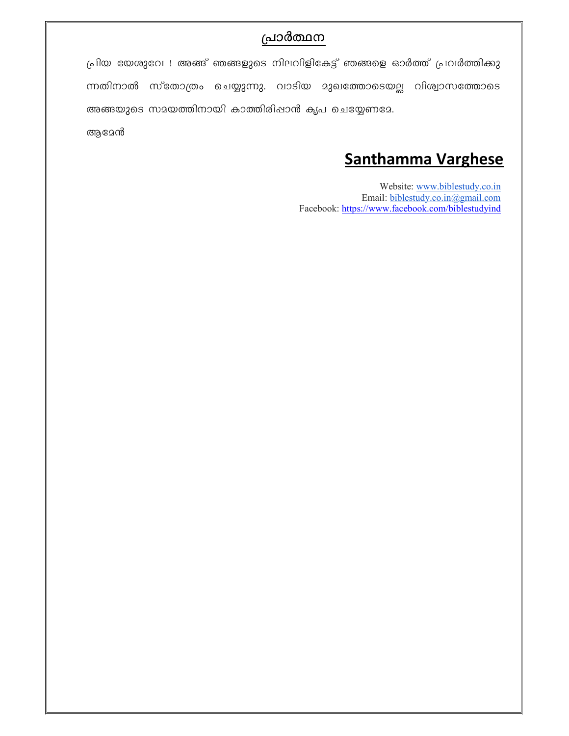## പ്രാർത്ഥന

പ്രിയ യേശുവേ ! അങ്ങ് ഞങ്ങളുടെ നിലവിളികേട്ട് ഞങ്ങളെ ഓർത്ത് പ്രവർത്തിക്കുന്നതിനാൽ സ്തോത്രം ചെയ്യുന്നു. വാടിയ മുഖത്തോടെയല്ല വിശ്വാസത്തോടെ അങ്ങയുടെ സമയത്തിനായി കാത്തിരിപ്പാൻ കൃപ ചെയ്യേണമേ.

ആമേൻ

**Santhamma Varghese**

Website: www.biblestudy.co.in
Email: biblestudy.co.in@gmail.com
Facebook: https://www.facebook.com/biblestudyind